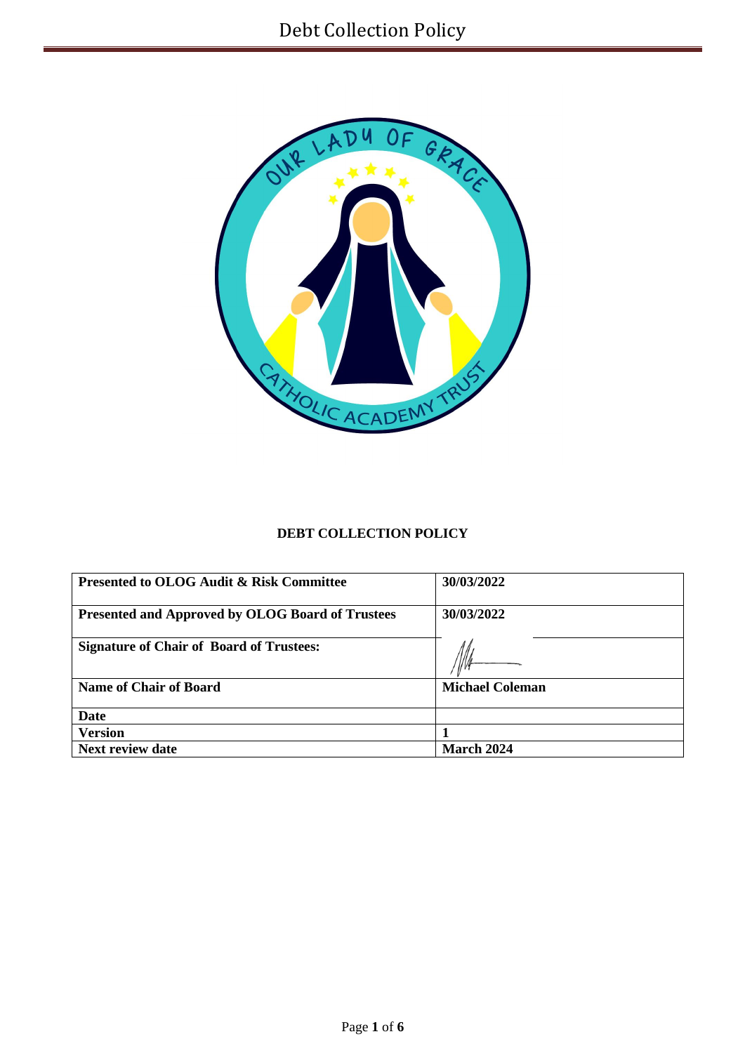# DEBT COLLECTION POLICY

| Presented to OLOG Audit & Risk Committee | 30/03/2022 |
|---|---|
| Presented and Approved by OLOG Board of Trustees | 30/03/2022 |
| Signature of Chair of Board of Trustees: | |
| Name of Chair of Board | Michael Coleman |
| Date | |
| Version | 1 |
| Next review date | March 2024 |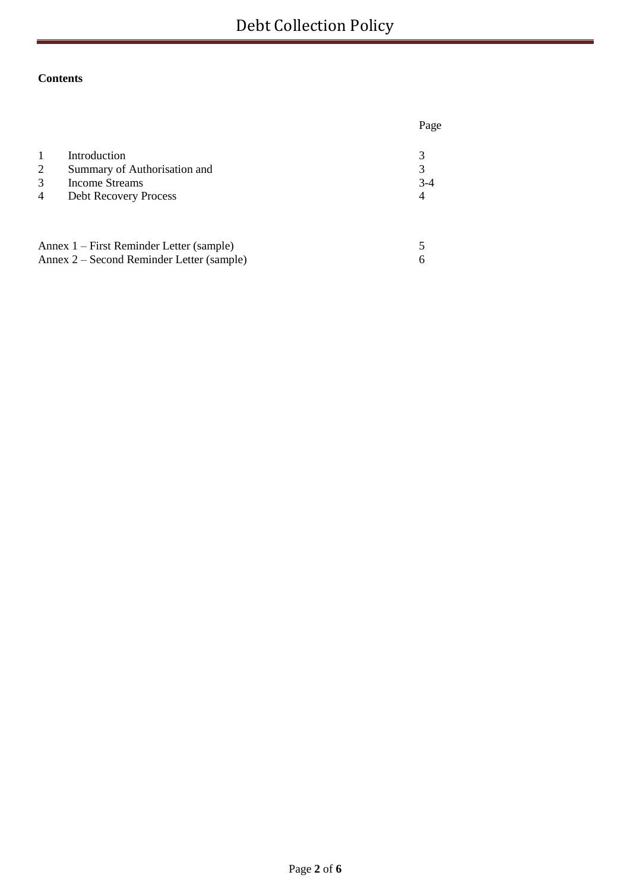**Contents**

| | | Page |
|---|---|---|
| 1 | Introduction | 3 |
| 2 | Summary of Authorisation and | 3 |
| 3 | Income Streams | 3-4 |
| 4 | Debt Recovery Process | 4 |
| | | |
| Annex 1 – First Reminder Letter (sample) | | 5 |
| Annex 2 – Second Reminder Letter (sample) | | 6 |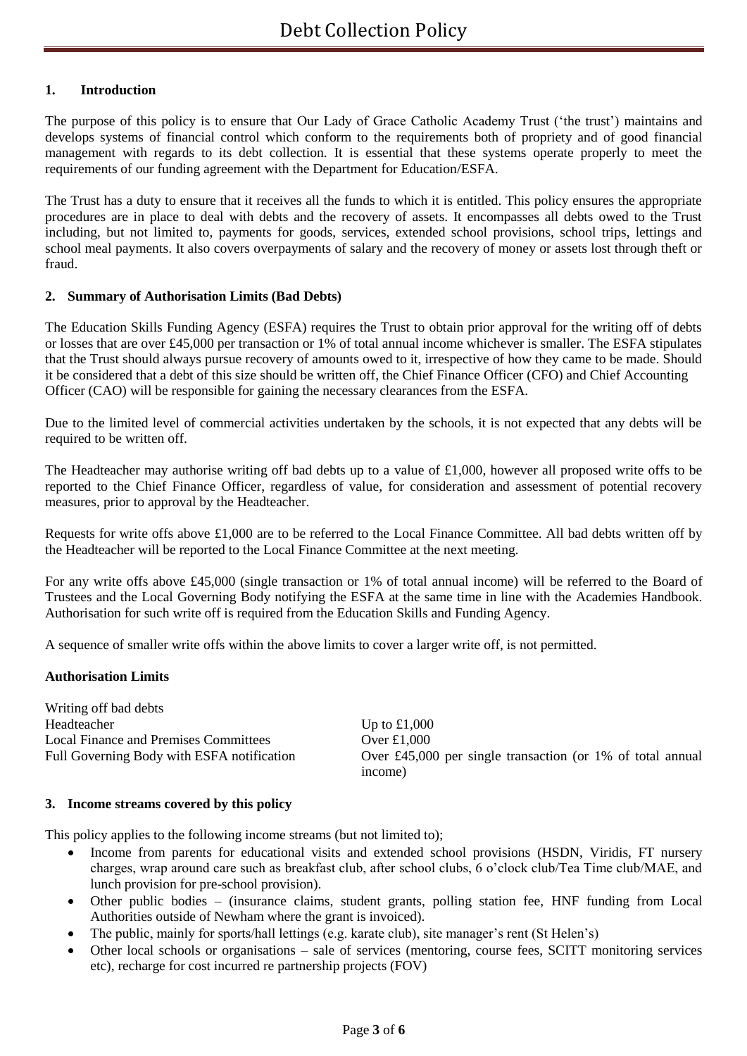# Debt Collection Policy

## 1. Introduction

The purpose of this policy is to ensure that Our Lady of Grace Catholic Academy Trust ('the trust') maintains and develops systems of financial control which conform to the requirements both of propriety and of good financial management with regards to its debt collection. It is essential that these systems operate properly to meet the requirements of our funding agreement with the Department for Education/ESFA.

The Trust has a duty to ensure that it receives all the funds to which it is entitled. This policy ensures the appropriate procedures are in place to deal with debts and the recovery of assets. It encompasses all debts owed to the Trust including, but not limited to, payments for goods, services, extended school provisions, school trips, lettings and school meal payments. It also covers overpayments of salary and the recovery of money or assets lost through theft or fraud.

## 2. Summary of Authorisation Limits (Bad Debts)

The Education Skills Funding Agency (ESFA) requires the Trust to obtain prior approval for the writing off of debts or losses that are over £45,000 per transaction or 1% of total annual income whichever is smaller. The ESFA stipulates that the Trust should always pursue recovery of amounts owed to it, irrespective of how they came to be made. Should it be considered that a debt of this size should be written off, the Chief Finance Officer (CFO) and Chief Accounting Officer (CAO) will be responsible for gaining the necessary clearances from the ESFA.

Due to the limited level of commercial activities undertaken by the schools, it is not expected that any debts will be required to be written off.

The Headteacher may authorise writing off bad debts up to a value of £1,000, however all proposed write offs to be reported to the Chief Finance Officer, regardless of value, for consideration and assessment of potential recovery measures, prior to approval by the Headteacher.

Requests for write offs above £1,000 are to be referred to the Local Finance Committee. All bad debts written off by the Headteacher will be reported to the Local Finance Committee at the next meeting.

For any write offs above £45,000 (single transaction or 1% of total annual income) will be referred to the Board of Trustees and the Local Governing Body notifying the ESFA at the same time in line with the Academies Handbook. Authorisation for such write off is required from the Education Skills and Funding Agency.

A sequence of smaller write offs within the above limits to cover a larger write off, is not permitted.

**Authorisation Limits**

| Writing off bad debts | |
|---|---|
| Headteacher | Up to £1,000 |
| Local Finance and Premises Committees | Over £1,000 |
| Full Governing Body with ESFA notification | Over £45,000 per single transaction (or 1% of total annual income) |

## 3. Income streams covered by this policy

This policy applies to the following income streams (but not limited to);

- Income from parents for educational visits and extended school provisions (HSDN, Viridis, FT nursery charges, wrap around care such as breakfast club, after school clubs, 6 o'clock club/Tea Time club/MAE, and lunch provision for pre-school provision).
- Other public bodies – (insurance claims, student grants, polling station fee, HNF funding from Local Authorities outside of Newham where the grant is invoiced).
- The public, mainly for sports/hall lettings (e.g. karate club), site manager's rent (St Helen's)
- Other local schools or organisations – sale of services (mentoring, course fees, SCITT monitoring services etc), recharge for cost incurred re partnership projects (FOV)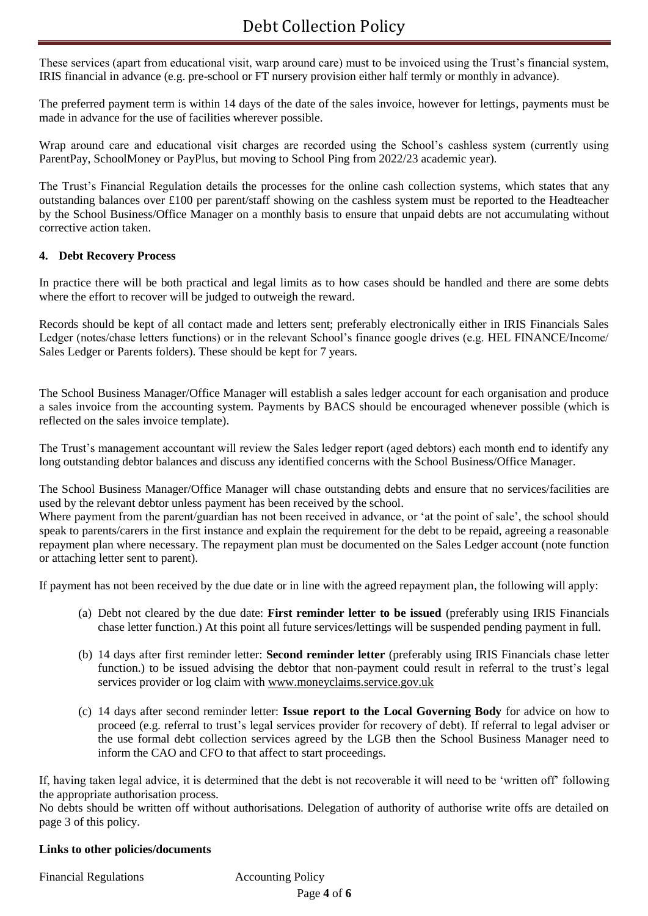These services (apart from educational visit, warp around care) must to be invoiced using the Trust's financial system, IRIS financial in advance (e.g. pre-school or FT nursery provision either half termly or monthly in advance).

The preferred payment term is within 14 days of the date of the sales invoice, however for lettings, payments must be made in advance for the use of facilities wherever possible.

Wrap around care and educational visit charges are recorded using the School's cashless system (currently using ParentPay, SchoolMoney or PayPlus, but moving to School Ping from 2022/23 academic year).

The Trust's Financial Regulation details the processes for the online cash collection systems, which states that any outstanding balances over £100 per parent/staff showing on the cashless system must be reported to the Headteacher by the School Business/Office Manager on a monthly basis to ensure that unpaid debts are not accumulating without corrective action taken.

## 4. Debt Recovery Process

In practice there will be both practical and legal limits as to how cases should be handled and there are some debts where the effort to recover will be judged to outweigh the reward.

Records should be kept of all contact made and letters sent; preferably electronically either in IRIS Financials Sales Ledger (notes/chase letters functions) or in the relevant School's finance google drives (e.g. HEL FINANCE/Income/ Sales Ledger or Parents folders). These should be kept for 7 years.

The School Business Manager/Office Manager will establish a sales ledger account for each organisation and produce a sales invoice from the accounting system. Payments by BACS should be encouraged whenever possible (which is reflected on the sales invoice template).

The Trust's management accountant will review the Sales ledger report (aged debtors) each month end to identify any long outstanding debtor balances and discuss any identified concerns with the School Business/Office Manager.

The School Business Manager/Office Manager will chase outstanding debts and ensure that no services/facilities are used by the relevant debtor unless payment has been received by the school.
Where payment from the parent/guardian has not been received in advance, or 'at the point of sale', the school should speak to parents/carers in the first instance and explain the requirement for the debt to be repaid, agreeing a reasonable repayment plan where necessary. The repayment plan must be documented on the Sales Ledger account (note function or attaching letter sent to parent).

If payment has not been received by the due date or in line with the agreed repayment plan, the following will apply:

(a) Debt not cleared by the due date: **First reminder letter to be issued** (preferably using IRIS Financials chase letter function.) At this point all future services/lettings will be suspended pending payment in full.

(b) 14 days after first reminder letter: **Second reminder letter** (preferably using IRIS Financials chase letter function.) to be issued advising the debtor that non-payment could result in referral to the trust's legal services provider or log claim with www.moneyclaims.service.gov.uk

(c) 14 days after second reminder letter: **Issue report to the Local Governing Body** for advice on how to proceed (e.g. referral to trust's legal services provider for recovery of debt). If referral to legal adviser or the use formal debt collection services agreed by the LGB then the School Business Manager need to inform the CAO and CFO to that affect to start proceedings.

If, having taken legal advice, it is determined that the debt is not recoverable it will need to be 'written off' following the appropriate authorisation process.
No debts should be written off without authorisations. Delegation of authority of authorise write offs are detailed on page 3 of this policy.

**Links to other policies/documents**

Financial Regulations

Accounting Policy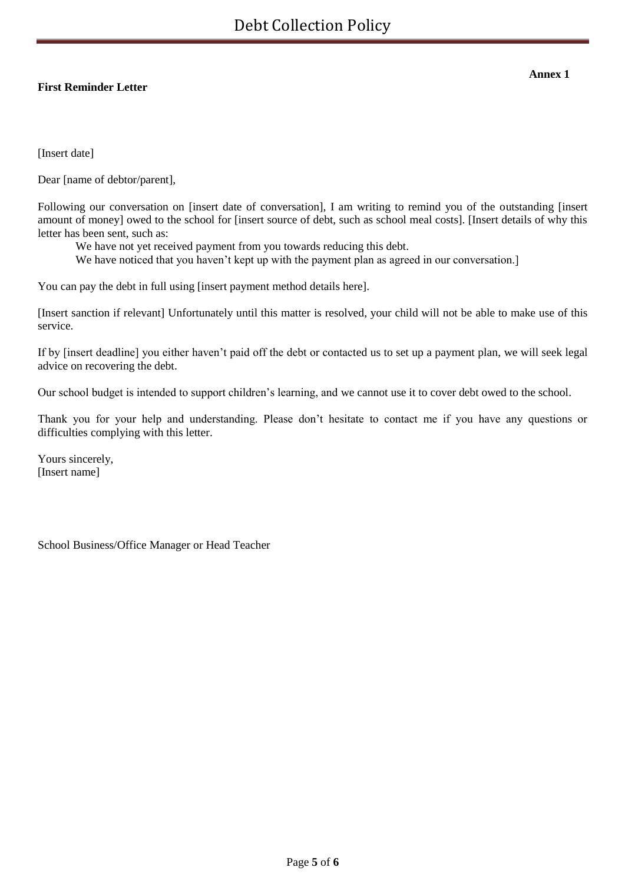**Annex 1**

**First Reminder Letter**

[Insert date]

Dear [name of debtor/parent],

Following our conversation on [insert date of conversation], I am writing to remind you of the outstanding [insert amount of money] owed to the school for [insert source of debt, such as school meal costs]. [Insert details of why this letter has been sent, such as:

We have not yet received payment from you towards reducing this debt.

We have noticed that you haven't kept up with the payment plan as agreed in our conversation.]

You can pay the debt in full using [insert payment method details here].

[Insert sanction if relevant] Unfortunately until this matter is resolved, your child will not be able to make use of this service.

If by [insert deadline] you either haven't paid off the debt or contacted us to set up a payment plan, we will seek legal advice on recovering the debt.

Our school budget is intended to support children's learning, and we cannot use it to cover debt owed to the school.

Thank you for your help and understanding. Please don't hesitate to contact me if you have any questions or difficulties complying with this letter.

Yours sincerely,
[Insert name]

School Business/Office Manager or Head Teacher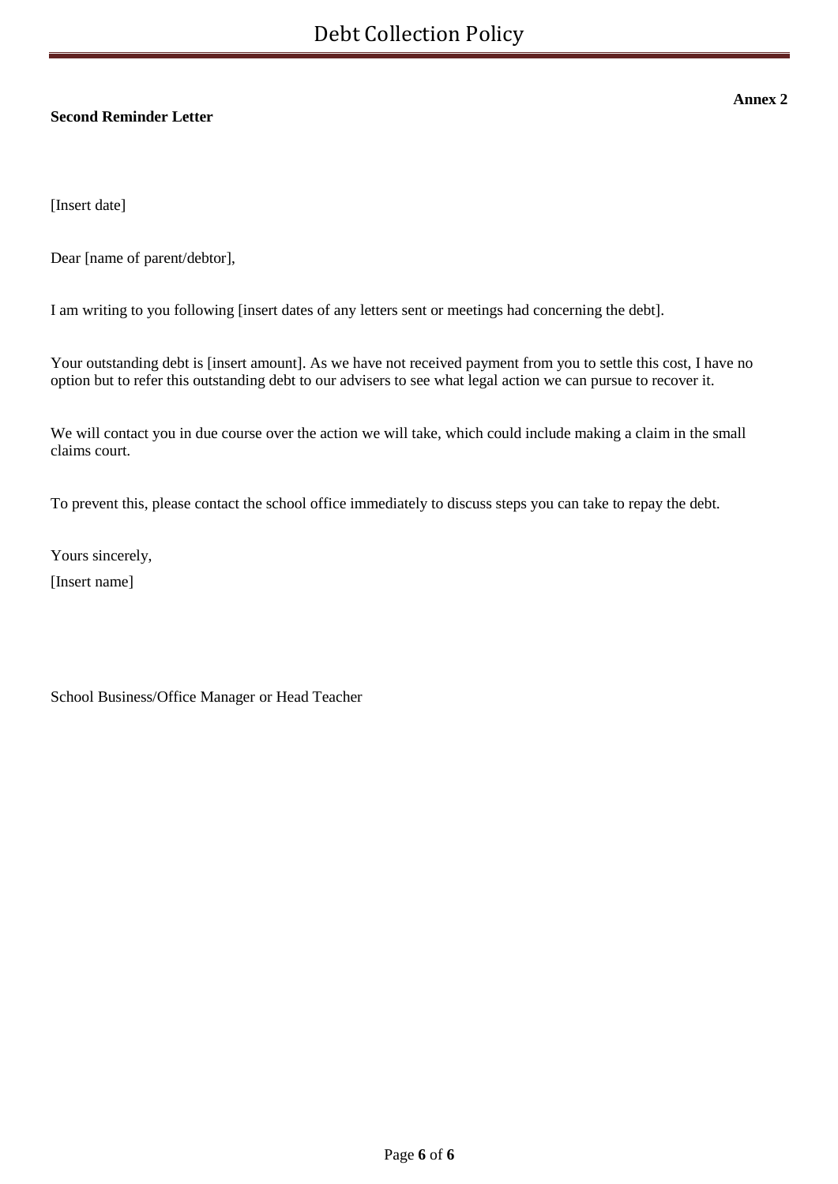**Annex 2**

**Second Reminder Letter**

[Insert date]

Dear [name of parent/debtor],

I am writing to you following [insert dates of any letters sent or meetings had concerning the debt].

Your outstanding debt is [insert amount]. As we have not received payment from you to settle this cost, I have no option but to refer this outstanding debt to our advisers to see what legal action we can pursue to recover it.

We will contact you in due course over the action we will take, which could include making a claim in the small claims court.

To prevent this, please contact the school office immediately to discuss steps you can take to repay the debt.

Yours sincerely,

[Insert name]

School Business/Office Manager or Head Teacher